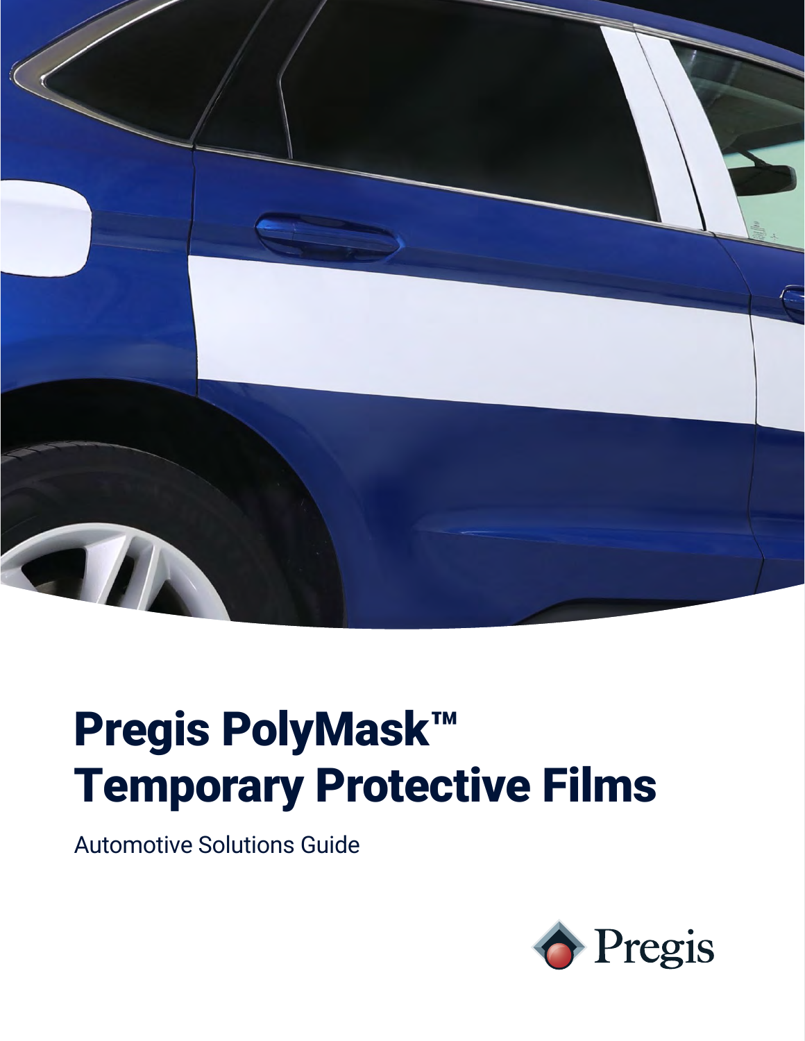# Pregis PolyMask™ Temporary Protective Films

Automotive Solutions Guide

Pregis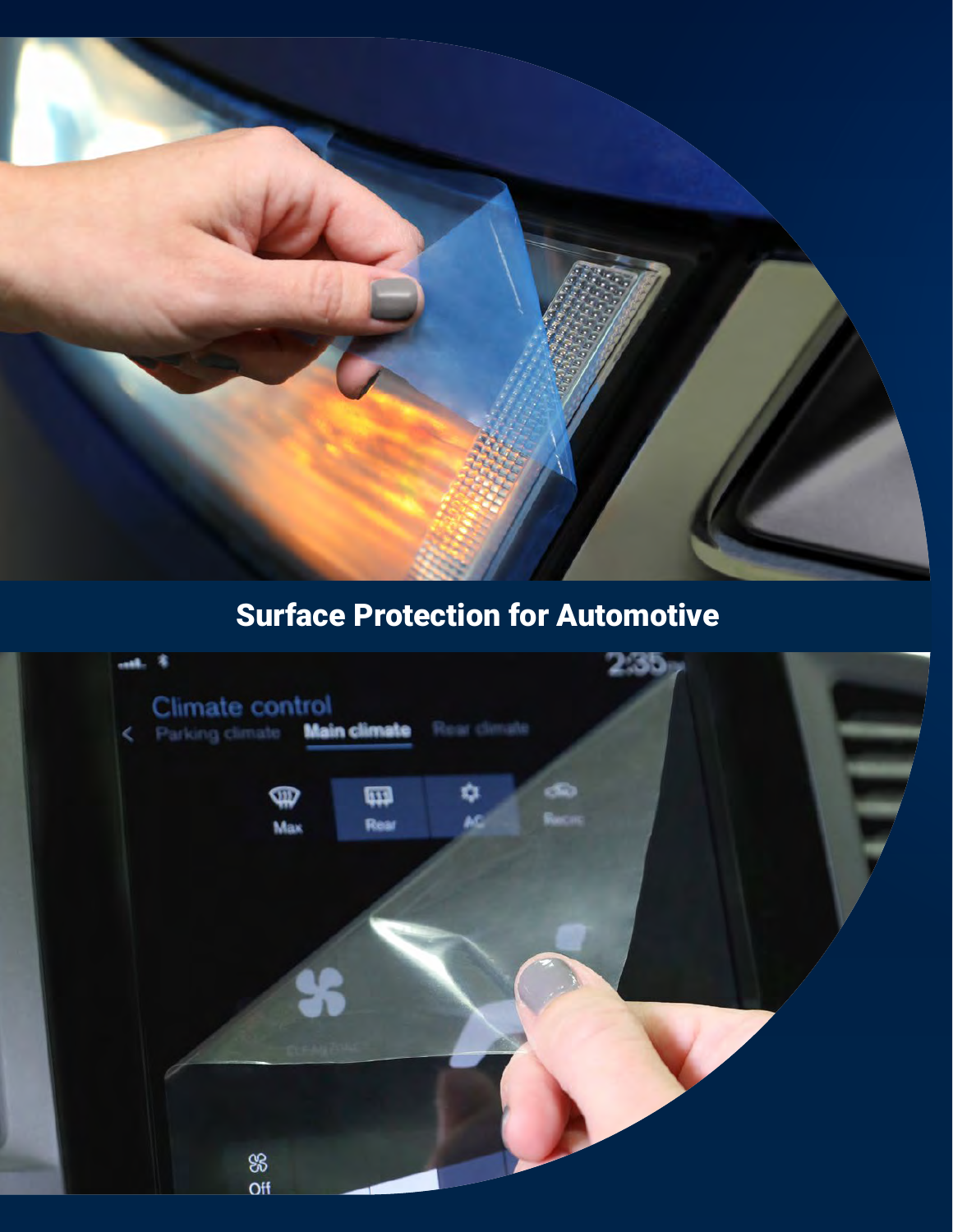# Surface Protection for Automotive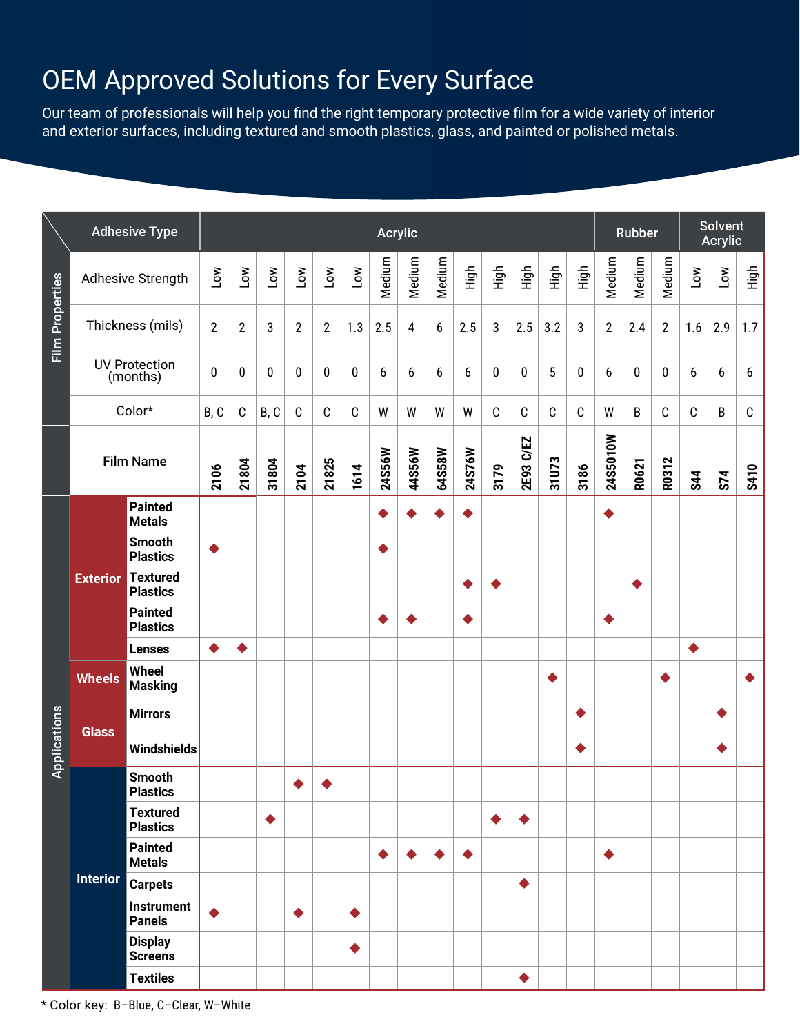# OEM Approved Solutions for Every Surface

Our team of professionals will help you find the right temporary protective film for a wide variety of interior and exterior surfaces, including textured and smooth plastics, glass, and painted or polished metals.

| | Adhesive Type | Acrylic | | | | | | | | | | | | | | Rubber | | | Solvent Acrylic | | |
|---|---|---|---|---|---|---|---|---|---|---|---|---|---|---|---|---|---|---|---|---|---|
| **Film Properties** | Adhesive Strength | Low | Low | Low | Low | Low | Low | Medium | Medium | Medium | High | High | High | High | High | Medium | Medium | Medium | Low | Low | High |
| | Thickness (mils) | 2 | 2 | 3 | 2 | 2 | 1.3 | 2.5 | 4 | 6 | 2.5 | 3 | 2.5 | 3.2 | 3 | 2 | 2.4 | 2 | 1.6 | 2.9 | 1.7 |
| | UV Protection (months) | 0 | 0 | 0 | 0 | 0 | 0 | 6 | 6 | 6 | 6 | 0 | 0 | 5 | 0 | 6 | 0 | 0 | 6 | 6 | 6 |
| | Color* | B, C | C | B, C | C | C | C | W | W | W | W | C | C | C | C | W | B | C | C | B | C |
| | Film Name | **2106** | **21804** | **31804** | **2104** | **21825** | **1614** | **24S56W** | **44S56W** | **64S58W** | **24S76W** | **3179** | **2E93 C/EZ** | **31U73** | **3186** | **24S5010W** | **R0621** | **R0312** | **S44** | **S74** | **S410** |
| **Applications: Exterior** | **Painted Metals** | | | | | | | ◆ | ◆ | ◆ | ◆ | | | | | ◆ | | | | | |
| **Exterior** | **Smooth Plastics** | ◆ | | | | | | ◆ | | | | | | | | | | | | | |
| **Exterior** | **Textured Plastics** | | | | | | | | | | ◆ | ◆ | | | | | ◆ | | | | |
| **Exterior** | **Painted Plastics** | | | | | | | ◆ | ◆ | | ◆ | | | | | ◆ | | | | | |
| **Exterior** | **Lenses** | ◆ | ◆ | | | | | | | | | | | | | | | | ◆ | | |
| **Wheels** | **Wheel Masking** | | | | | | | | | | | | | ◆ | | | | ◆ | | | ◆ |
| **Glass** | **Mirrors** | | | | | | | | | | | | | | ◆ | | | | | ◆ | |
| **Glass** | **Windshields** | | | | | | | | | | | | | | ◆ | | | | | ◆ | |
| **Interior** | **Smooth Plastics** | | | | ◆ | ◆ | | | | | | | | | | | | | | | |
| **Interior** | **Textured Plastics** | | | ◆ | | | | | | | | ◆ | ◆ | | | | | | | | |
| **Interior** | **Painted Metals** | | | | | | | ◆ | ◆ | ◆ | ◆ | | | | | ◆ | | | | | |
| **Interior** | **Carpets** | | | | | | | | | | | | ◆ | | | | | | | | |
| **Interior** | **Instrument Panels** | ◆ | | | ◆ | | ◆ | | | | | | | | | | | | | | |
| **Interior** | **Display Screens** | | | | | | ◆ | | | | | | | | | | | | | | |
| **Interior** | **Textiles** | | | | | | | | | | | | ◆ | | | | | | | | |

* Color key: B–Blue, C–Clear, W–White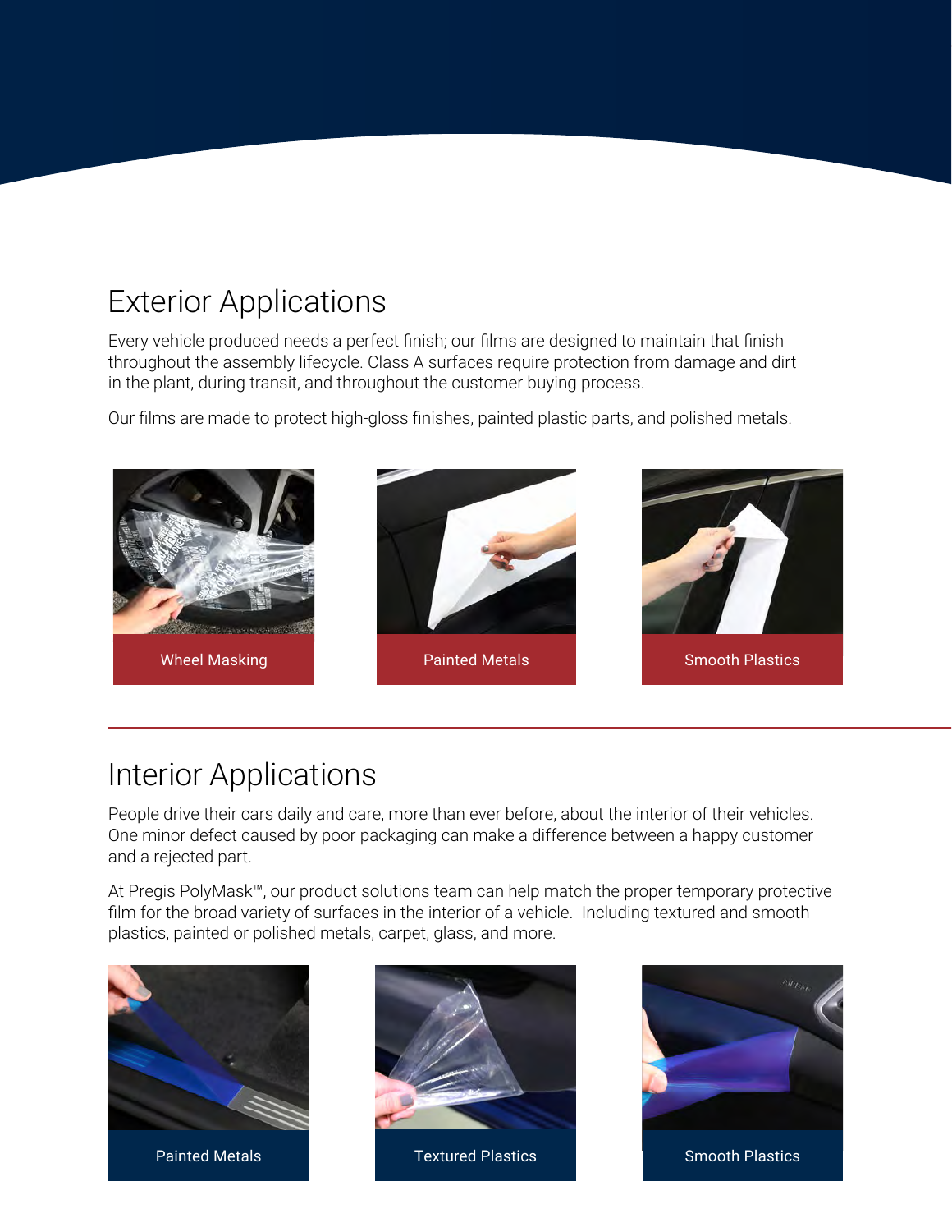## Exterior Applications

Every vehicle produced needs a perfect finish; our films are designed to maintain that finish throughout the assembly lifecycle. Class A surfaces require protection from damage and dirt in the plant, during transit, and throughout the customer buying process.

Our films are made to protect high-gloss finishes, painted plastic parts, and polished metals.

Wheel Masking

Painted Metals

Smooth Plastics

## Interior Applications

People drive their cars daily and care, more than ever before, about the interior of their vehicles. One minor defect caused by poor packaging can make a difference between a happy customer and a rejected part.

At Pregis PolyMask™, our product solutions team can help match the proper temporary protective film for the broad variety of surfaces in the interior of a vehicle. Including textured and smooth plastics, painted or polished metals, carpet, glass, and more.

Painted Metals

Textured Plastics

Smooth Plastics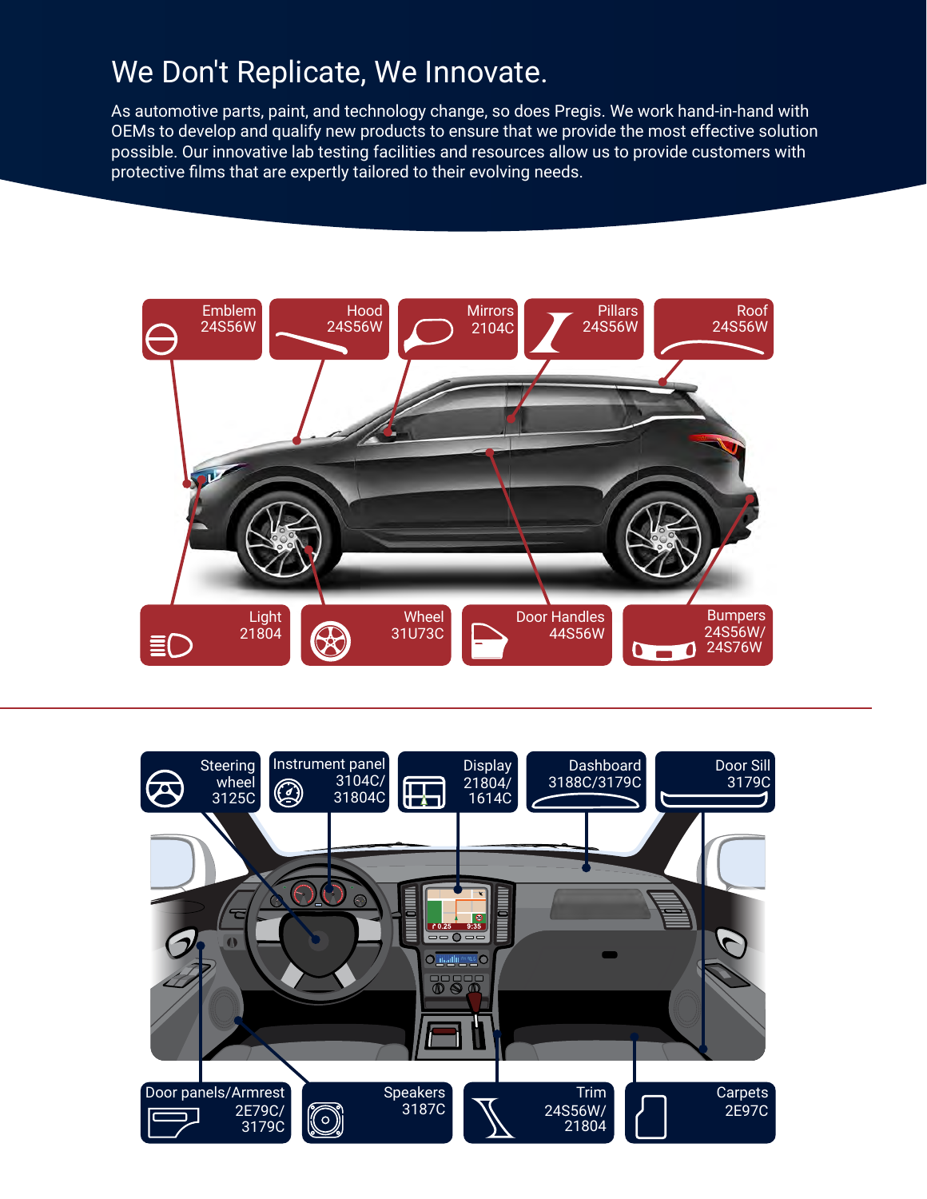# We Don't Replicate, We Innovate.

As automotive parts, paint, and technology change, so does Pregis. We work hand-in-hand with OEMs to develop and qualify new products to ensure that we provide the most effective solution possible. Our innovative lab testing facilities and resources allow us to provide customers with protective films that are expertly tailored to their evolving needs.

Emblem
24S56W

Hood
24S56W

Mirrors
2104C

Pillars
24S56W

Roof
24S56W

Light
21804

Wheel
31U73C

Door Handles
44S56W

Bumpers
24S56W/
24S76W

Steering wheel
3125C

Instrument panel
3104C/
31804C

Display
21804/
1614C

Dashboard
3188C/3179C

Door Sill
3179C

Door panels/Armrest
2E79C/
3179C

Speakers
3187C

Trim
24S56W/
21804

Carpets
2E97C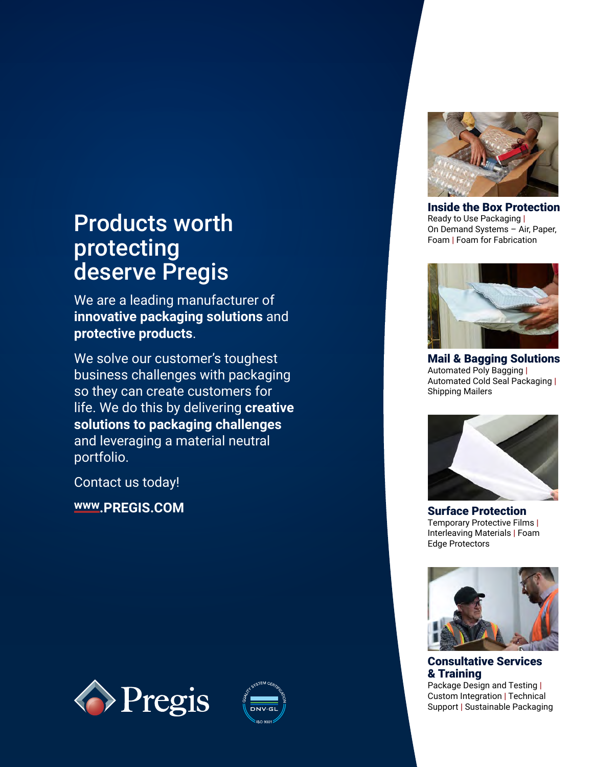# Products worth protecting deserve Pregis

We are a leading manufacturer of **innovative packaging solutions** and **protective products**.

We solve our customer's toughest business challenges with packaging so they can create customers for life. We do this by delivering **creative solutions to packaging challenges** and leveraging a material neutral portfolio.

Contact us today!

**www.PREGIS.COM**

### Inside the Box Protection

Ready to Use Packaging | On Demand Systems – Air, Paper, Foam | Foam for Fabrication

### Mail & Bagging Solutions

Automated Poly Bagging | Automated Cold Seal Packaging | Shipping Mailers

### Surface Protection

Temporary Protective Films | Interleaving Materials | Foam Edge Protectors

### Consultative Services & Training

Package Design and Testing | Custom Integration | Technical Support | Sustainable Packaging